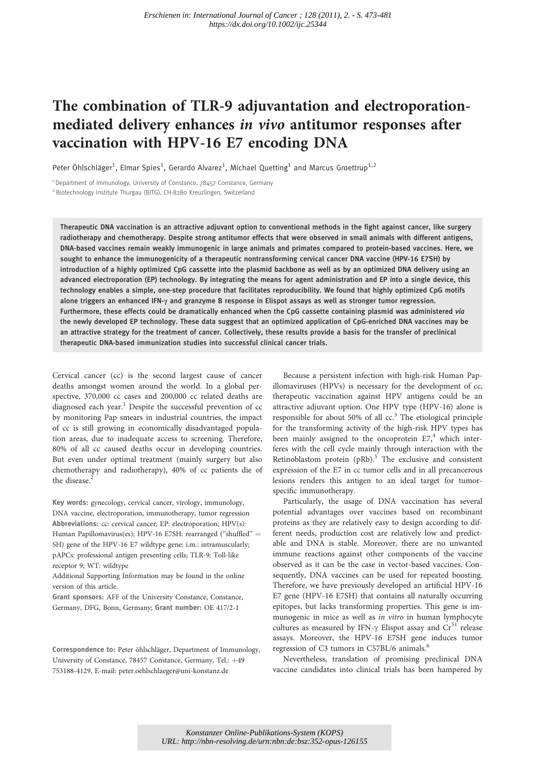Erschienen in: International Journal of Cancer ; 128 (2011), 2. - S. 473-481
https://dx.doi.org/10.1002/ijc.25344

# The combination of TLR-9 adjuvantation and electroporation-mediated delivery enhances *in vivo* antitumor responses after vaccination with HPV-16 E7 encoding DNA

Peter Öhlschläger[1], Elmar Spies[1], Gerardo Alvarez[1], Michael Quetting[1] and Marcus Groettrup[1,2]

[1] Department of Immunology, University of Constance, 78457 Constance, Germany
[2] Biotechnology Institute Thurgau (BITG), CH-8280 Kreuzlingen, Switzerland

**Therapeutic DNA vaccination is an attractive adjuvant option to conventional methods in the fight against cancer, like surgery radiotherapy and chemotherapy. Despite strong antitumor effects that were observed in small animals with different antigens, DNA-based vaccines remain weakly immunogenic in large animals and primates compared to protein-based vaccines. Here, we sought to enhance the immunogenicity of a therapeutic nontransforming cervical cancer DNA vaccine (HPV-16 E7SH) by introduction of a highly optimized CpG cassette into the plasmid backbone as well as by an optimized DNA delivery using an advanced electroporation (EP) technology. By integrating the means for agent administration and EP into a single device, this technology enables a simple, one-step procedure that facilitates reproducibility. We found that highly optimized CpG motifs alone triggers an enhanced IFN-γ and granzyme B response in Elispot assays as well as stronger tumor regression. Furthermore, these effects could be dramatically enhanced when the CpG cassette containing plasmid was administered *via* the newly developed EP technology. These data suggest that an optimized application of CpG-enriched DNA vaccines may be an attractive strategy for the treatment of cancer. Collectively, these results provide a basis for the transfer of preclinical therapeutic DNA-based immunization studies into successful clinical cancer trials.**

Cervical cancer (cc) is the second largest cause of cancer deaths amongst women around the world. In a global perspective, 370,000 cc cases and 200,000 cc related deaths are diagnosed each year.[1] Despite the successful prevention of cc by monitoring Pap smears in industrial countries, the impact of cc is still growing in economically disadvantaged population areas, due to inadequate access to screening. Therefore, 80% of all cc caused deaths occur in developing countries. But even under optimal treatment (mainly surgery but also chemotherapy and radiotherapy), 40% of cc patients die of the disease.[2]

**Key words:** gynecology, cervical cancer, virology, immunology, DNA vaccine, electroporation, immunotherapy, tumor regression
**Abbreviations:** cc: cervical cancer; EP: electroporation; HPV(s): Human Papillomavirus(es); HPV-16 E7SH: rearranged ("shuffled" = SH) gene of the HPV-16 E7 wildtype gene; i.m.: intramuscularly; pAPCs: professional antigen presenting cells; TLR-9: Toll-like receptor 9; WT: wildtype
Additional Supporting Information may be found in the online version of this article.
**Grant sponsors:** AFF of the University Constance, Constance, Germany, DFG, Bonn, Germany; **Grant number:** OE 417/2-1

**Correspondence to:** Peter öhlschläger, Department of Immunology, University of Constance, 78457 Constance, Germany, Tel.: +49 753188-4129, E-mail: peter.oehlschlaeger@uni-konstanz.de

Because a persistent infection with high-risk Human Papillomaviruses (HPVs) is necessary for the development of cc, therapeutic vaccination against HPV antigens could be an attractive adjuvant option. One HPV type (HPV-16) alone is responsible for about 50% of all cc.[3] The etiological principle for the transforming activity of the high-risk HPV types has been mainly assigned to the oncoprotein E7,[4] which interferes with the cell cycle mainly through interaction with the Retinoblastom protein (pRb).[5] The exclusive and consistent expression of the E7 in cc tumor cells and in all precancerous lesions renders this antigen to an ideal target for tumor-specific immunotherapy.

Particularly, the usage of DNA vaccination has several potential advantages over vaccines based on recombinant proteins as they are relatively easy to design according to different needs, production cost are relatively low and predictable and DNA is stable. Moreover, there are no unwanted immune reactions against other components of the vaccine observed as it can be the case in vector-based vaccines. Consequently, DNA vaccines can be used for repeated boosting. Therefore, we have previously developed an artificial HPV-16 E7 gene (HPV-16 E7SH) that contains all naturally occurring epitopes, but lacks transforming properties. This gene is immunogenic in mice as well as *in vitro* in human lymphocyte cultures as measured by IFN-γ Elispot assay and $Cr^{51}$ release assays. Moreover, the HPV-16 E7SH gene induces tumor regression of C3 tumors in C57BL/6 animals.[6]

Nevertheless, translation of promising preclinical DNA vaccine candidates into clinical trials has been hampered by

Konstanzer Online-Publikations-System (KOPS)
URL: http://nbn-resolving.de/urn:nbn:de:bsz:352-opus-126155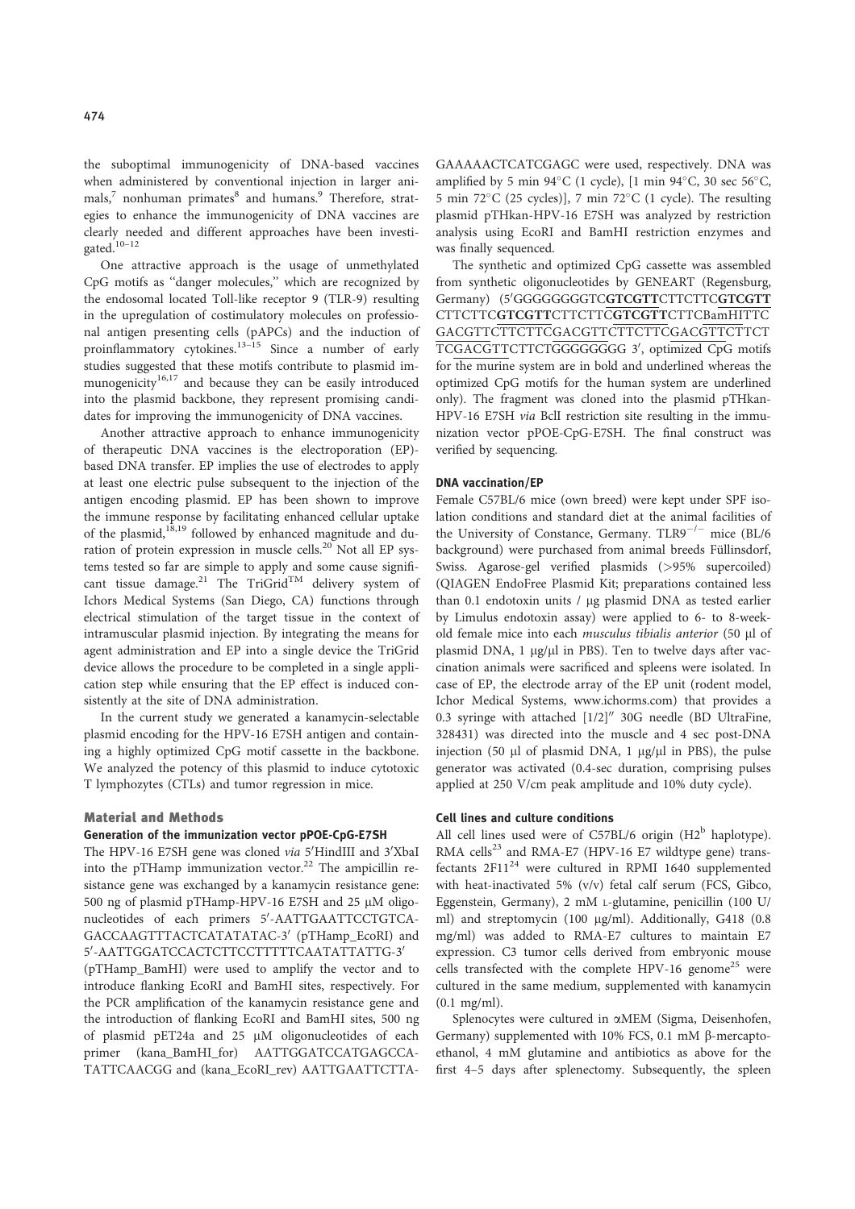the suboptimal immunogenicity of DNA-based vaccines when administered by conventional injection in larger animals,[7] nonhuman primates[8] and humans.[9] Therefore, strategies to enhance the immunogenicity of DNA vaccines are clearly needed and different approaches have been investigated.[10–12]

One attractive approach is the usage of unmethylated CpG motifs as "danger molecules," which are recognized by the endosomal located Toll-like receptor 9 (TLR-9) resulting in the upregulation of costimulatory molecules on professional antigen presenting cells (pAPCs) and the induction of proinflammatory cytokines.[13–15] Since a number of early studies suggested that these motifs contribute to plasmid immunogenicity[16,17] and because they can be easily introduced into the plasmid backbone, they represent promising candidates for improving the immunogenicity of DNA vaccines.

Another attractive approach to enhance immunogenicity of therapeutic DNA vaccines is the electroporation (EP)-based DNA transfer. EP implies the use of electrodes to apply at least one electric pulse subsequent to the injection of the antigen encoding plasmid. EP has been shown to improve the immune response by facilitating enhanced cellular uptake of the plasmid,[18,19] followed by enhanced magnitude and duration of protein expression in muscle cells.[20] Not all EP systems tested so far are simple to apply and some cause significant tissue damage.[21] The TriGrid™ delivery system of Ichors Medical Systems (San Diego, CA) functions through electrical stimulation of the target tissue in the context of intramuscular plasmid injection. By integrating the means for agent administration and EP into a single device the TriGrid device allows the procedure to be completed in a single application step while ensuring that the EP effect is induced consistently at the site of DNA administration.

In the current study we generated a kanamycin-selectable plasmid encoding for the HPV-16 E7SH antigen and containing a highly optimized CpG motif cassette in the backbone. We analyzed the potency of this plasmid to induce cytotoxic T lymphozytes (CTLs) and tumor regression in mice.

## Material and Methods

### Generation of the immunization vector pPOE-CpG-E7SH

The HPV-16 E7SH gene was cloned *via* 5′HindIII and 3′XbaI into the pTHamp immunization vector.[22] The ampicillin resistance gene was exchanged by a kanamycin resistance gene: 500 ng of plasmid pTHamp-HPV-16 E7SH and 25 μM oligonucleotides of each primers 5′-AATTGAATTCCTGTCAGACCAAGTTTACTCATATATAC-3′ (pTHamp_EcoRI) and 5′-AATTGGATCCACTCTTCCTTTTTCAATATTATTG-3′ (pTHamp_BamHI) were used to amplify the vector and to introduce flanking EcoRI and BamHI sites, respectively. For the PCR amplification of the kanamycin resistance gene and the introduction of flanking EcoRI and BamHI sites, 500 ng of plasmid pET24a and 25 μM oligonucleotides of each primer (kana_BamHI_for) AATTGGATCCATGAGCCATATTCAACGG and (kana_EcoRI_rev) AATTGAATTCTTAGAAAAACTCATCGAGC were used, respectively. DNA was amplified by 5 min 94°C (1 cycle), [1 min 94°C, 30 sec 56°C, 5 min 72°C (25 cycles)], 7 min 72°C (1 cycle). The resulting plasmid pTHkan-HPV-16 E7SH was analyzed by restriction analysis using EcoRI and BamHI restriction enzymes and was finally sequenced.

The synthetic and optimized CpG cassette was assembled from synthetic oligonucleotides by GENEART (Regensburg, Germany) (5′GGGGGGGGTC**GTCGTT**CTTCTTC**GTCGTT**CTTCTTC**GTCGTT**CTTCTTC**GTCGTT**CTTCBamHITTCGACGTTCTTCTTCGACGTTCTTCTTCGACGTTCTTCTTCGACGTTCTTCTGGGGGGGG 3′, optimized CpG motifs for the murine system are in bold and underlined whereas the optimized CpG motifs for the human system are underlined only). The fragment was cloned into the plasmid pTHkan-HPV-16 E7SH *via* BclI restriction site resulting in the immunization vector pPOE-CpG-E7SH. The final construct was verified by sequencing.

### DNA vaccination/EP

Female C57BL/6 mice (own breed) were kept under SPF isolation conditions and standard diet at the animal facilities of the University of Constance, Germany. TLR9$^{-/-}$ mice (BL/6 background) were purchased from animal breeds Füllinsdorf, Swiss. Agarose-gel verified plasmids (>95% supercoiled) (QIAGEN EndoFree Plasmid Kit; preparations contained less than 0.1 endotoxin units / μg plasmid DNA as tested earlier by Limulus endotoxin assay) were applied to 6- to 8-week-old female mice into each *musculus tibialis anterior* (50 μl of plasmid DNA, 1 μg/μl in PBS). Ten to twelve days after vaccination animals were sacrificed and spleens were isolated. In case of EP, the electrode array of the EP unit (rodent model, Ichor Medical Systems, www.ichorms.com) that provides a 0.3 syringe with attached [1/2]″ 30G needle (BD UltraFine, 328431) was directed into the muscle and 4 sec post-DNA injection (50 μl of plasmid DNA, 1 μg/μl in PBS), the pulse generator was activated (0.4-sec duration, comprising pulses applied at 250 V/cm peak amplitude and 10% duty cycle).

### Cell lines and culture conditions

All cell lines used were of C57BL/6 origin (H2$^b$ haplotype). RMA cells[23] and RMA-E7 (HPV-16 E7 wildtype gene) transfectants 2F11[24] were cultured in RPMI 1640 supplemented with heat-inactivated 5% (v/v) fetal calf serum (FCS, Gibco, Eggenstein, Germany), 2 mM L-glutamine, penicillin (100 U/ml) and streptomycin (100 μg/ml). Additionally, G418 (0.8 mg/ml) was added to RMA-E7 cultures to maintain E7 expression. C3 tumor cells derived from embryonic mouse cells transfected with the complete HPV-16 genome[25] were cultured in the same medium, supplemented with kanamycin (0.1 mg/ml).

Splenocytes were cultured in αMEM (Sigma, Deisenhofen, Germany) supplemented with 10% FCS, 0.1 mM β-mercaptoethanol, 4 mM glutamine and antibiotics as above for the first 4–5 days after splenectomy. Subsequently, the spleen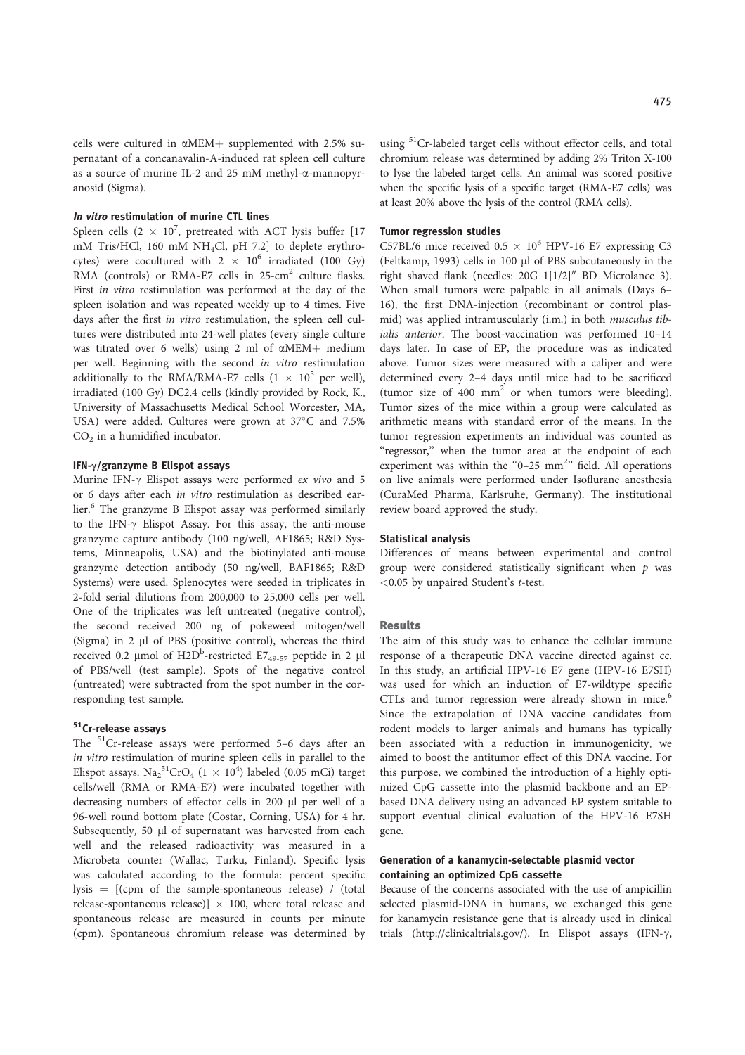cells were cultured in αMEM+ supplemented with 2.5% supernatant of a concanavalin-A-induced rat spleen cell culture as a source of murine IL-2 and 25 mM methyl-α-mannopyranosid (Sigma).

#### *In vitro* restimulation of murine CTL lines

Spleen cells ($2 \times 10^7$, pretreated with ACT lysis buffer [17 mM Tris/HCl, 160 mM $NH_4Cl$, pH 7.2] to deplete erythrocytes) were cocultured with $2 \times 10^6$ irradiated (100 Gy) RMA (controls) or RMA-E7 cells in 25-$cm^2$ culture flasks. First *in vitro* restimulation was performed at the day of the spleen isolation and was repeated weekly up to 4 times. Five days after the first *in vitro* restimulation, the spleen cell cultures were distributed into 24-well plates (every single culture was titrated over 6 wells) using 2 ml of αMEM+ medium per well. Beginning with the second *in vitro* restimulation additionally to the RMA/RMA-E7 cells ($1 \times 10^5$ per well), irradiated (100 Gy) DC2.4 cells (kindly provided by Rock, K., University of Massachusetts Medical School Worcester, MA, USA) were added. Cultures were grown at 37°C and 7.5% $CO_2$ in a humidified incubator.

#### IFN-γ/granzyme B Elispot assays

Murine IFN-γ Elispot assays were performed *ex vivo* and 5 or 6 days after each *in vitro* restimulation as described earlier.[6] The granzyme B Elispot assay was performed similarly to the IFN-γ Elispot Assay. For this assay, the anti-mouse granzyme capture antibody (100 ng/well, AF1865; R&D Systems, Minneapolis, USA) and the biotinylated anti-mouse granzyme detection antibody (50 ng/well, BAF1865; R&D Systems) were used. Splenocytes were seeded in triplicates in 2-fold serial dilutions from 200,000 to 25,000 cells per well. One of the triplicates was left untreated (negative control), the second received 200 ng of pokeweed mitogen/well (Sigma) in 2 μl of PBS (positive control), whereas the third received 0.2 μmol of H2D$^b$-restricted $E7_{49-57}$ peptide in 2 μl of PBS/well (test sample). Spots of the negative control (untreated) were subtracted from the spot number in the corresponding test sample.

#### $^{51}$Cr-release assays

The $^{51}$Cr-release assays were performed 5–6 days after an *in vitro* restimulation of murine spleen cells in parallel to the Elispot assays. $Na_2{}^{51}CrO_4$ ($1 \times 10^4$) labeled (0.05 mCi) target cells/well (RMA or RMA-E7) were incubated together with decreasing numbers of effector cells in 200 μl per well of a 96-well round bottom plate (Costar, Corning, USA) for 4 hr. Subsequently, 50 μl of supernatant was harvested from each well and the released radioactivity was measured in a Microbeta counter (Wallac, Turku, Finland). Specific lysis was calculated according to the formula: percent specific lysis = [(cpm of the sample-spontaneous release) / (total release-spontaneous release)] × 100, where total release and spontaneous release are measured in counts per minute (cpm). Spontaneous chromium release was determined by using $^{51}$Cr-labeled target cells without effector cells, and total chromium release was determined by adding 2% Triton X-100 to lyse the labeled target cells. An animal was scored positive when the specific lysis of a specific target (RMA-E7 cells) was at least 20% above the lysis of the control (RMA cells).

#### Tumor regression studies

C57BL/6 mice received $0.5 \times 10^6$ HPV-16 E7 expressing C3 (Feltkamp, 1993) cells in 100 μl of PBS subcutaneously in the right shaved flank (needles: 20G 1[1/2]″ BD Microlance 3). When small tumors were palpable in all animals (Days 6–16), the first DNA-injection (recombinant or control plasmid) was applied intramuscularly (i.m.) in both *musculus tibialis anterior*. The boost-vaccination was performed 10–14 days later. In case of EP, the procedure was as indicated above. Tumor sizes were measured with a caliper and were determined every 2–4 days until mice had to be sacrificed (tumor size of 400 $mm^2$ or when tumors were bleeding). Tumor sizes of the mice within a group were calculated as arithmetic means with standard error of the means. In the tumor regression experiments an individual was counted as "regressor," when the tumor area at the endpoint of each experiment was within the "0–25 $mm^2$" field. All operations on live animals were performed under Isoflurane anesthesia (CuraMed Pharma, Karlsruhe, Germany). The institutional review board approved the study.

#### Statistical analysis

Differences of means between experimental and control group were considered statistically significant when $p$ was $<0.05$ by unpaired Student's *t*-test.

## Results

The aim of this study was to enhance the cellular immune response of a therapeutic DNA vaccine directed against cc. In this study, an artificial HPV-16 E7 gene (HPV-16 E7SH) was used for which an induction of E7-wildtype specific CTLs and tumor regression were already shown in mice.[6] Since the extrapolation of DNA vaccine candidates from rodent models to larger animals and humans has typically been associated with a reduction in immunogenicity, we aimed to boost the antitumor effect of this DNA vaccine. For this purpose, we combined the introduction of a highly optimized CpG cassette into the plasmid backbone and an EP-based DNA delivery using an advanced EP system suitable to support eventual clinical evaluation of the HPV-16 E7SH gene.

#### Generation of a kanamycin-selectable plasmid vector containing an optimized CpG cassette

Because of the concerns associated with the use of ampicillin selected plasmid-DNA in humans, we exchanged this gene for kanamycin resistance gene that is already used in clinical trials (http://clinicaltrials.gov/). In Elispot assays (IFN-γ,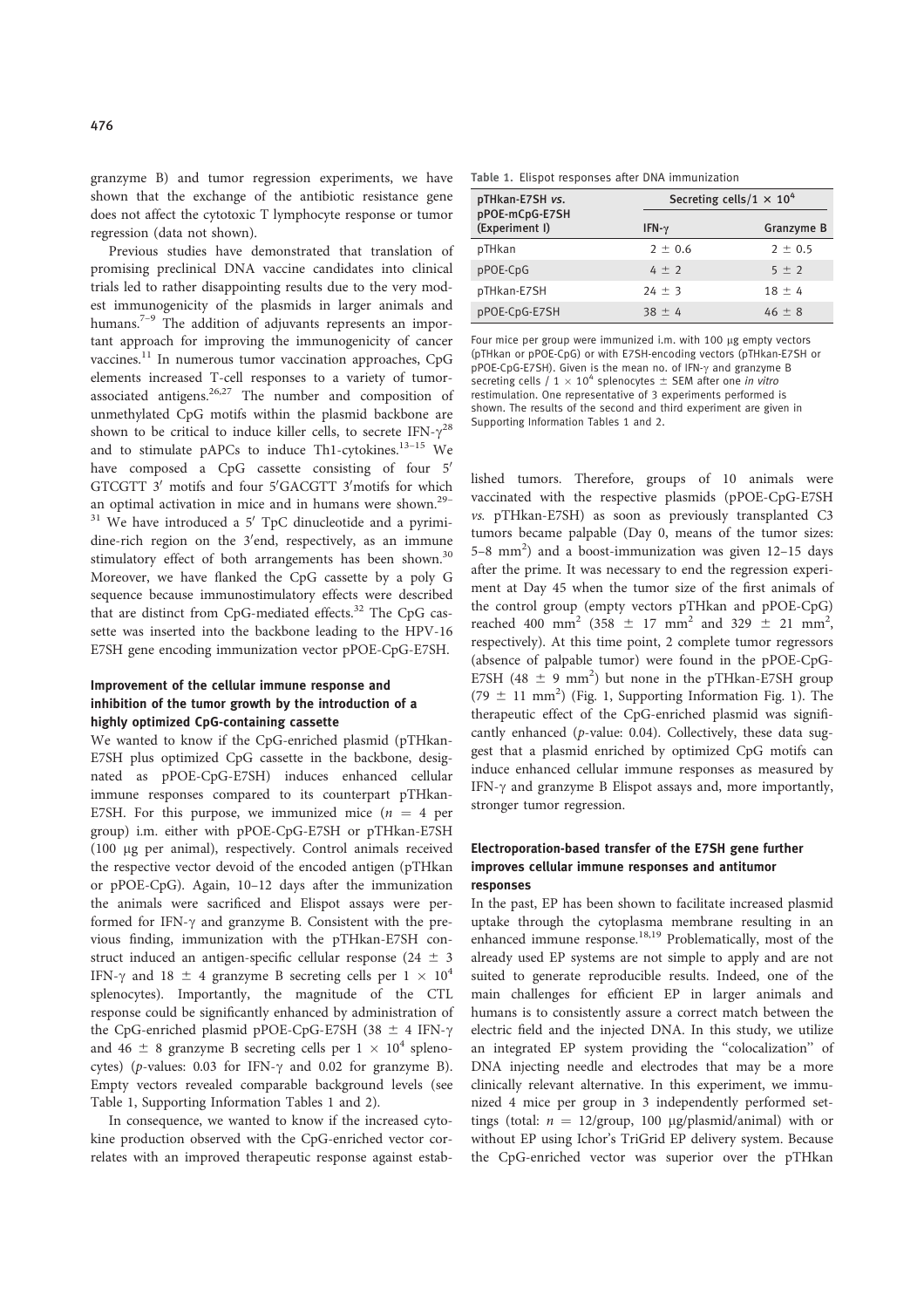granzyme B) and tumor regression experiments, we have shown that the exchange of the antibiotic resistance gene does not affect the cytotoxic T lymphocyte response or tumor regression (data not shown).

Previous studies have demonstrated that translation of promising preclinical DNA vaccine candidates into clinical trials led to rather disappointing results due to the very modest immunogenicity of the plasmids in larger animals and humans.[7–9] The addition of adjuvants represents an important approach for improving the immunogenicity of cancer vaccines.[11] In numerous tumor vaccination approaches, CpG elements increased T-cell responses to a variety of tumor-associated antigens.[26,27] The number and composition of unmethylated CpG motifs within the plasmid backbone are shown to be critical to induce killer cells, to secrete IFN-γ[28] and to stimulate pAPCs to induce Th1-cytokines.[13–15] We have composed a CpG cassette consisting of four 5′ GTCGTT 3′ motifs and four 5′GACGTT 3′motifs for which an optimal activation in mice and in humans were shown.[29–31] We have introduced a 5′ TpC dinucleotide and a pyrimidine-rich region on the 3′end, respectively, as an immune stimulatory effect of both arrangements has been shown.[30] Moreover, we have flanked the CpG cassette by a poly G sequence because immunostimulatory effects were described that are distinct from CpG-mediated effects.[32] The CpG cassette was inserted into the backbone leading to the HPV-16 E7SH gene encoding immunization vector pPOE-CpG-E7SH.

### Improvement of the cellular immune response and inhibition of the tumor growth by the introduction of a highly optimized CpG-containing cassette

We wanted to know if the CpG-enriched plasmid (pTHkan-E7SH plus optimized CpG cassette in the backbone, designated as pPOE-CpG-E7SH) induces enhanced cellular immune responses compared to its counterpart pTHkan-E7SH. For this purpose, we immunized mice ($n = 4$ per group) i.m. either with pPOE-CpG-E7SH or pTHkan-E7SH (100 μg per animal), respectively. Control animals received the respective vector devoid of the encoded antigen (pTHkan or pPOE-CpG). Again, 10–12 days after the immunization the animals were sacrificed and Elispot assays were performed for IFN-γ and granzyme B. Consistent with the previous finding, immunization with the pTHkan-E7SH construct induced an antigen-specific cellular response (24 ± 3 IFN-γ and 18 ± 4 granzyme B secreting cells per $1 \times 10^4$ splenocytes). Importantly, the magnitude of the CTL response could be significantly enhanced by administration of the CpG-enriched plasmid pPOE-CpG-E7SH (38 ± 4 IFN-γ and 46 ± 8 granzyme B secreting cells per $1 \times 10^4$ splenocytes) ($p$-values: 0.03 for IFN-γ and 0.02 for granzyme B). Empty vectors revealed comparable background levels (see Table 1, Supporting Information Tables 1 and 2).

In consequence, we wanted to know if the increased cytokine production observed with the CpG-enriched vector correlates with an improved therapeutic response against established tumors. Therefore, groups of 10 animals were vaccinated with the respective plasmids (pPOE-CpG-E7SH *vs.* pTHkan-E7SH) as soon as previously transplanted C3 tumors became palpable (Day 0, means of the tumor sizes: 5–8 mm$^2$) and a boost-immunization was given 12–15 days after the prime. It was necessary to end the regression experiment at Day 45 when the tumor size of the first animals of the control group (empty vectors pTHkan and pPOE-CpG) reached 400 mm$^2$ (358 ± 17 mm$^2$ and 329 ± 21 mm$^2$, respectively). At this time point, 2 complete tumor regressors (absence of palpable tumor) were found in the pPOE-CpG-E7SH (48 ± 9 mm$^2$) but none in the pTHkan-E7SH group (79 ± 11 mm$^2$) (Fig. 1, Supporting Information Fig. 1). The therapeutic effect of the CpG-enriched plasmid was significantly enhanced ($p$-value: 0.04). Collectively, these data suggest that a plasmid enriched by optimized CpG motifs can induce enhanced cellular immune responses as measured by IFN-γ and granzyme B Elispot assays and, more importantly, stronger tumor regression.

Table 1. Elispot responses after DNA immunization

| pTHkan-E7SH *vs.* pPOE-mCpG-E7SH (Experiment I) | Secreting cells/$1 \times 10^4$ | |
|---|---|---|
| | IFN-γ | Granzyme B |
| pTHkan | 2 ± 0.6 | 2 ± 0.5 |
| pPOE-CpG | 4 ± 2 | 5 ± 2 |
| pTHkan-E7SH | 24 ± 3 | 18 ± 4 |
| pPOE-CpG-E7SH | 38 ± 4 | 46 ± 8 |

Four mice per group were immunized i.m. with 100 μg empty vectors (pTHkan or pPOE-CpG) or with E7SH-encoding vectors (pTHkan-E7SH or pPOE-CpG-E7SH). Given is the mean no. of IFN-γ and granzyme B secreting cells / $1 \times 10^4$ splenocytes ± SEM after one *in vitro* restimulation. One representative of 3 experiments performed is shown. The results of the second and third experiment are given in Supporting Information Tables 1 and 2.

### Electroporation-based transfer of the E7SH gene further improves cellular immune responses and antitumor responses

In the past, EP has been shown to facilitate increased plasmid uptake through the cytoplasma membrane resulting in an enhanced immune response.[18,19] Problematically, most of the already used EP systems are not simple to apply and are not suited to generate reproducible results. Indeed, one of the main challenges for efficient EP in larger animals and humans is to consistently assure a correct match between the electric field and the injected DNA. In this study, we utilize an integrated EP system providing the "colocalization" of DNA injecting needle and electrodes that may be a more clinically relevant alternative. In this experiment, we immunized 4 mice per group in 3 independently performed settings (total: $n = 12$/group, 100 μg/plasmid/animal) with or without EP using Ichor's TriGrid EP delivery system. Because the CpG-enriched vector was superior over the pTHkan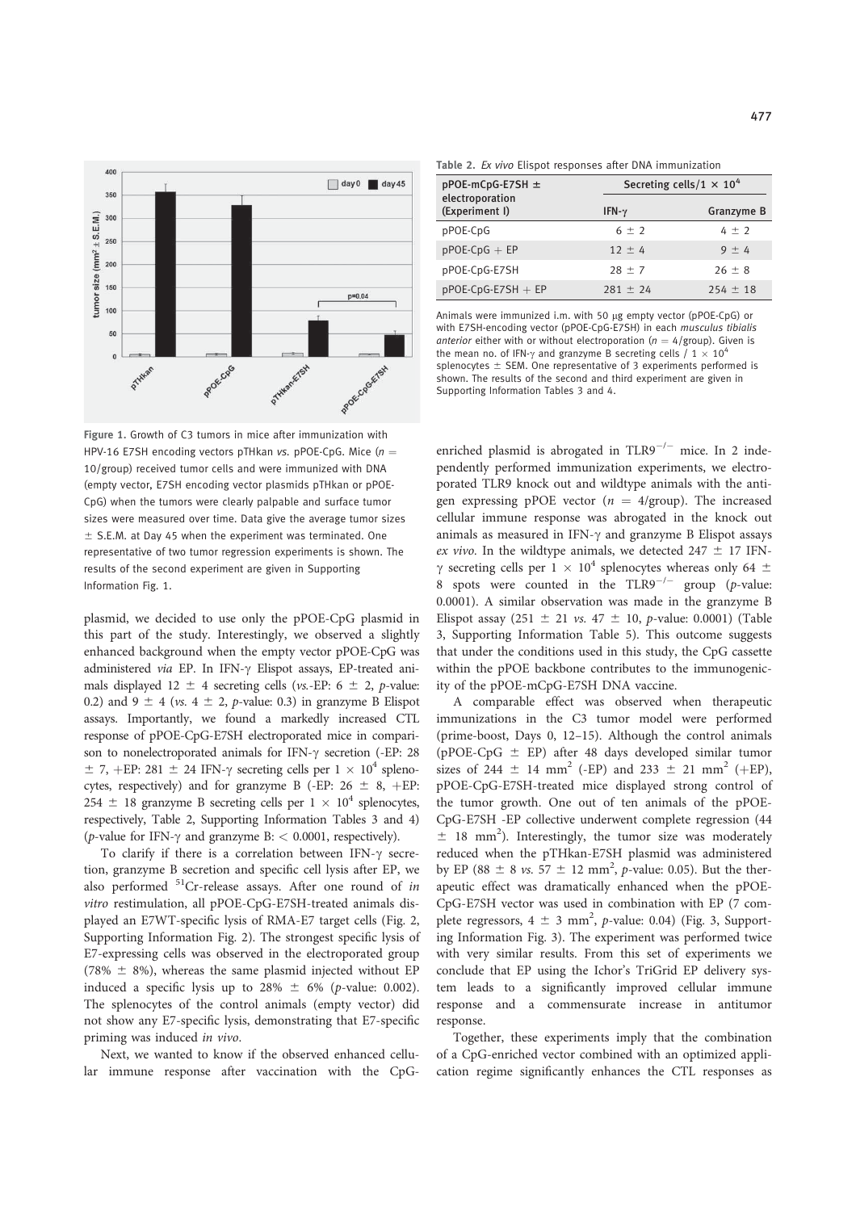Figure 1. Growth of C3 tumors in mice after immunization with HPV-16 E7SH encoding vectors pTHkan *vs.* pPOE-CpG. Mice ($n$ = 10/group) received tumor cells and were immunized with DNA (empty vector, E7SH encoding vector plasmids pTHkan or pPOE-CpG) when the tumors were clearly palpable and surface tumor sizes were measured over time. Data give the average tumor sizes ± S.E.M. at Day 45 when the experiment was terminated. One representative of two tumor regression experiments is shown. The results of the second experiment are given in Supporting Information Fig. 1.

Table 2. *Ex vivo* Elispot responses after DNA immunization

| pPOE-mCpG-E7SH ± electroporation (Experiment I) | Secreting cells/1 × $10^4$ | |
|---|---|---|
| | IFN-γ | Granzyme B |
| pPOE-CpG | 6 ± 2 | 4 ± 2 |
| pPOE-CpG + EP | 12 ± 4 | 9 ± 4 |
| pPOE-CpG-E7SH | 28 ± 7 | 26 ± 8 |
| pPOE-CpG-E7SH + EP | 281 ± 24 | 254 ± 18 |

Animals were immunized i.m. with 50 μg empty vector (pPOE-CpG) or with E7SH-encoding vector (pPOE-CpG-E7SH) in each *musculus tibialis anterior* either with or without electroporation ($n$ = 4/group). Given is the mean no. of IFN-γ and granzyme B secreting cells / 1 × $10^4$ splenocytes ± SEM. One representative of 3 experiments performed is shown. The results of the second and third experiment are given in Supporting Information Tables 3 and 4.

plasmid, we decided to use only the pPOE-CpG plasmid in this part of the study. Interestingly, we observed a slightly enhanced background when the empty vector pPOE-CpG was administered *via* EP. In IFN-γ Elispot assays, EP-treated animals displayed 12 ± 4 secreting cells (*vs.*-EP: 6 ± 2, $p$-value: 0.2) and 9 ± 4 (*vs.* 4 ± 2, $p$-value: 0.3) in granzyme B Elispot assays. Importantly, we found a markedly increased CTL response of pPOE-CpG-E7SH electroporated mice in comparison to nonelectroporated animals for IFN-γ secretion (-EP: 28 ± 7, +EP: 281 ± 24 IFN-γ secreting cells per 1 × $10^4$ splenocytes, respectively) and for granzyme B (-EP: 26 ± 8, +EP: 254 ± 18 granzyme B secreting cells per 1 × $10^4$ splenocytes, respectively, Table 2, Supporting Information Tables 3 and 4) ($p$-value for IFN-γ and granzyme B: < 0.0001, respectively).

To clarify if there is a correlation between IFN-γ secretion, granzyme B secretion and specific cell lysis after EP, we also performed $^{51}$Cr-release assays. After one round of *in vitro* restimulation, all pPOE-CpG-E7SH-treated animals displayed an E7WT-specific lysis of RMA-E7 target cells (Fig. 2, Supporting Information Fig. 2). The strongest specific lysis of E7-expressing cells was observed in the electroporated group (78% ± 8%), whereas the same plasmid injected without EP induced a specific lysis up to 28% ± 6% ($p$-value: 0.002). The splenocytes of the control animals (empty vector) did not show any E7-specific lysis, demonstrating that E7-specific priming was induced *in vivo*.

Next, we wanted to know if the observed enhanced cellular immune response after vaccination with the CpG-enriched plasmid is abrogated in TLR9$^{-/-}$ mice. In 2 independently performed immunization experiments, we electroporated TLR9 knock out and wildtype animals with the antigen expressing pPOE vector ($n$ = 4/group). The increased cellular immune response was abrogated in the knock out animals as measured in IFN-γ and granzyme B Elispot assays *ex vivo*. In the wildtype animals, we detected 247 ± 17 IFN-γ secreting cells per 1 × $10^4$ splenocytes whereas only 64 ± 8 spots were counted in the TLR9$^{-/-}$ group ($p$-value: 0.0001). A similar observation was made in the granzyme B Elispot assay (251 ± 21 *vs.* 47 ± 10, $p$-value: 0.0001) (Table 3, Supporting Information Table 5). This outcome suggests that under the conditions used in this study, the CpG cassette within the pPOE backbone contributes to the immunogenicity of the pPOE-mCpG-E7SH DNA vaccine.

A comparable effect was observed when therapeutic immunizations in the C3 tumor model were performed (prime-boost, Days 0, 12–15). Although the control animals (pPOE-CpG ± EP) after 48 days developed similar tumor sizes of 244 ± 14 mm$^2$ (-EP) and 233 ± 21 mm$^2$ (+EP), pPOE-CpG-E7SH-treated mice displayed strong control of the tumor growth. One out of ten animals of the pPOE-CpG-E7SH -EP collective underwent complete regression (44 ± 18 mm$^2$). Interestingly, the tumor size was moderately reduced when the pTHkan-E7SH plasmid was administered by EP (88 ± 8 *vs.* 57 ± 12 mm$^2$, $p$-value: 0.05). But the therapeutic effect was dramatically enhanced when the pPOE-CpG-E7SH vector was used in combination with EP (7 complete regressors, 4 ± 3 mm$^2$, $p$-value: 0.04) (Fig. 3, Supporting Information Fig. 3). The experiment was performed twice with very similar results. From this set of experiments we conclude that EP using the Ichor's TriGrid EP delivery system leads to a significantly improved cellular immune response and a commensurate increase in antitumor response.

Together, these experiments imply that the combination of a CpG-enriched vector combined with an optimized application regime significantly enhances the CTL responses as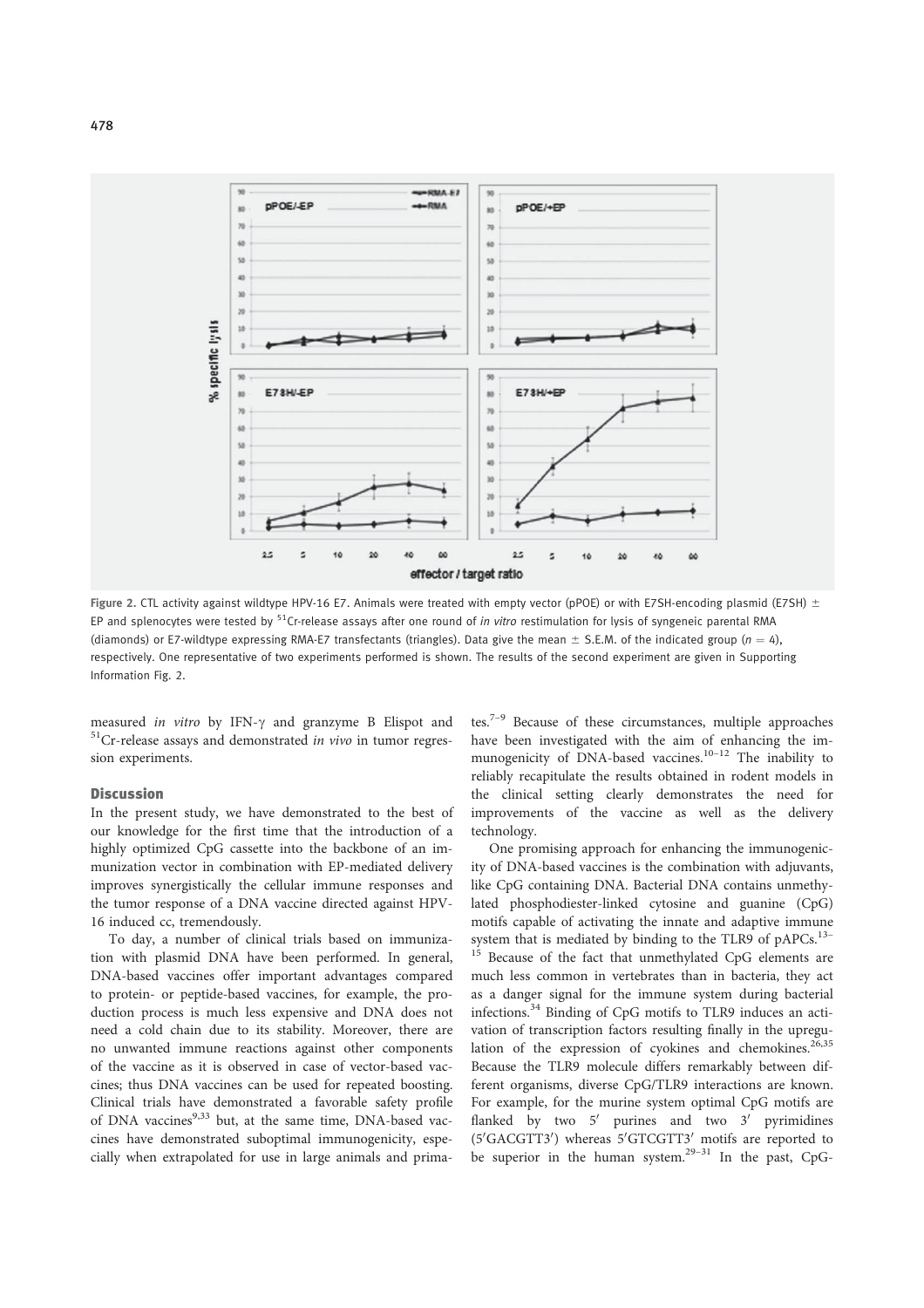Figure 2. CTL activity against wildtype HPV-16 E7. Animals were treated with empty vector (pPOE) or with E7SH-encoding plasmid (E7SH) ± EP and splenocytes were tested by $^{51}$Cr-release assays after one round of *in vitro* restimulation for lysis of syngeneic parental RMA (diamonds) or E7-wildtype expressing RMA-E7 transfectants (triangles). Data give the mean ± S.E.M. of the indicated group ($n = 4$), respectively. One representative of two experiments performed is shown. The results of the second experiment are given in Supporting Information Fig. 2.

measured *in vitro* by IFN-γ and granzyme B Elispot and $^{51}$Cr-release assays and demonstrated *in vivo* in tumor regression experiments.

## Discussion

In the present study, we have demonstrated to the best of our knowledge for the first time that the introduction of a highly optimized CpG cassette into the backbone of an immunization vector in combination with EP-mediated delivery improves synergistically the cellular immune responses and the tumor response of a DNA vaccine directed against HPV-16 induced cc, tremendously.

To day, a number of clinical trials based on immunization with plasmid DNA have been performed. In general, DNA-based vaccines offer important advantages compared to protein- or peptide-based vaccines, for example, the production process is much less expensive and DNA does not need a cold chain due to its stability. Moreover, there are no unwanted immune reactions against other components of the vaccine as it is observed in case of vector-based vaccines; thus DNA vaccines can be used for repeated boosting. Clinical trials have demonstrated a favorable safety profile of DNA vaccines[9,33] but, at the same time, DNA-based vaccines have demonstrated suboptimal immunogenicity, especially when extrapolated for use in large animals and primates.[7–9] Because of these circumstances, multiple approaches have been investigated with the aim of enhancing the immunogenicity of DNA-based vaccines.[10–12] The inability to reliably recapitulate the results obtained in rodent models in the clinical setting clearly demonstrates the need for improvements of the vaccine as well as the delivery technology.

One promising approach for enhancing the immunogenicity of DNA-based vaccines is the combination with adjuvants, like CpG containing DNA. Bacterial DNA contains unmethylated phosphodiester-linked cytosine and guanine (CpG) motifs capable of activating the innate and adaptive immune system that is mediated by binding to the TLR9 of pAPCs.[13–15] Because of the fact that unmethylated CpG elements are much less common in vertebrates than in bacteria, they act as a danger signal for the immune system during bacterial infections.[34] Binding of CpG motifs to TLR9 induces an activation of transcription factors resulting finally in the upregulation of the expression of cyokines and chemokines.[26,35] Because the TLR9 molecule differs remarkably between different organisms, diverse CpG/TLR9 interactions are known. For example, for the murine system optimal CpG motifs are flanked by two 5′ purines and two 3′ pyrimidines (5′GACGTT3′) whereas 5′GTCGTT3′ motifs are reported to be superior in the human system.[29–31] In the past, CpG-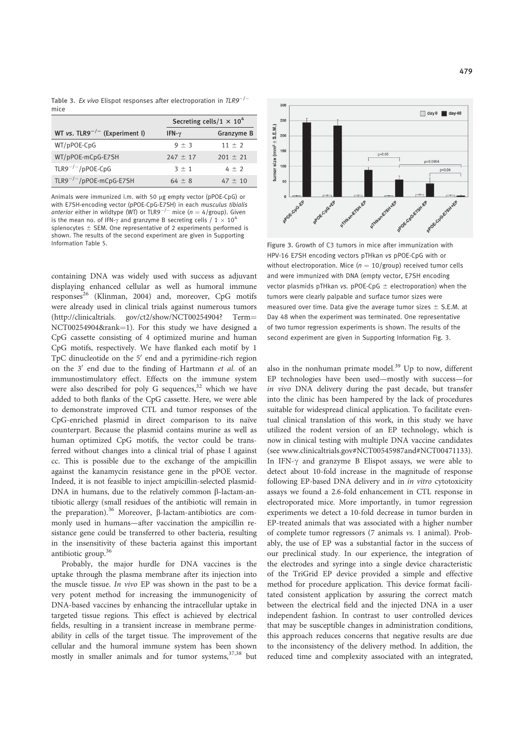**Table 3.** *Ex vivo* Elispot responses after electroporation in *TLR9*$^{-/-}$ mice

| WT *vs.* TLR9$^{-/-}$ (Experiment I) | Secreting cells/$1 \times 10^4$ | |
|---|---|---|
| | IFN-$\gamma$ | Granzyme B |
| WT/pPOE-CpG | 9 ± 3 | 11 ± 2 |
| WT/pPOE-mCpG-E7SH | 247 ± 17 | 201 ± 21 |
| TLR9$^{-/-}$/pPOE-CpG | 3 ± 1 | 4 ± 2 |
| TLR9$^{-/-}$/pPOE-mCpG-E7SH | 64 ± 8 | 47 ± 10 |

Animals were immunized i.m. with 50 μg empty vector (pPOE-CpG) or with E7SH-encoding vector (pPOE-CpG-E7SH) in each *musculus tibialis anterior* either in wildtype (WT) or TLR9$^{-/-}$ mice ($n = 4$/group). Given is the mean no. of IFN-$\gamma$ and granzyme B secreting cells / $1 \times 10^4$ splenocytes ± SEM. One representative of 2 experiments performed is shown. The results of the second experiment are given in Supporting Information Table 5.

containing DNA was widely used with success as adjuvant displaying enhanced cellular as well as humoral immune responses[26] (Klinman, 2004) and, moreover, CpG motifs were already used in clinical trials against numerous tumors (http://clinicaltrials. gov/ct2/show/NCT00254904? Term= NCT00254904&rank=1). For this study we have designed a CpG cassette consisting of 4 optimized murine and human CpG motifs, respectively. We have flanked each motif by 1 TpC dinucleotide on the 5′ end and a pyrimidine-rich region on the 3′ end due to the finding of Hartmann *et al.* of an immunostimulatory effect. Effects on the immune system were also described for poly G sequences,[32] which we have added to both flanks of the CpG cassette. Here, we were able to demonstrate improved CTL and tumor responses of the CpG-enriched plasmid in direct comparison to its naïve counterpart. Because the plasmid contains murine as well as human optimized CpG motifs, the vector could be transferred without changes into a clinical trial of phase I against cc. This is possible due to the exchange of the ampicillin against the kanamycin resistance gene in the pPOE vector. Indeed, it is not feasible to inject ampicillin-selected plasmid-DNA in humans, due to the relatively common β-lactam-antibiotic allergy (small residues of the antibiotic will remain in the preparation).[36] Moreover, β-lactam-antibiotics are commonly used in humans—after vaccination the ampicillin resistance gene could be transferred to other bacteria, resulting in the insensitivity of these bacteria against this important antibiotic group.[36]

Probably, the major hurdle for DNA vaccines is the uptake through the plasma membrane after its injection into the muscle tissue. *In vivo* EP was shown in the past to be a very potent method for increasing the immunogenicity of DNA-based vaccines by enhancing the intracellular uptake in targeted tissue regions. This effect is achieved by electrical fields, resulting in a transient increase in membrane permeability in cells of the target tissue. The improvement of the cellular and the humoral immune system has been shown mostly in smaller animals and for tumor systems,[37,38] but

**Figure 3.** Growth of C3 tumors in mice after immunization with HPV-16 E7SH encoding vectors pTHkan *vs* pPOE-CpG with or without electroporation. Mice ($n = 10$/group) received tumor cells and were immunized with DNA (empty vector, E7SH encoding vector plasmids pTHkan *vs.* pPOE-CpG ± electroporation) when the tumors were clearly palpable and surface tumor sizes were measured over time. Data give the average tumor sizes ± S.E.M. at Day 48 when the experiment was terminated. One representative of two tumor regression experiments is shown. The results of the second experiment are given in Supporting Information Fig. 3.

also in the nonhuman primate model.[39] Up to now, different EP technologies have been used—mostly with success—for *in vivo* DNA delivery during the past decade, but transfer into the clinic has been hampered by the lack of procedures suitable for widespread clinical application. To facilitate eventual clinical translation of this work, in this study we have utilized the rodent version of an EP technology, which is now in clinical testing with multiple DNA vaccine candidates (see www.clinicaltrials.gov#NCT00545987and#NCT00471133). In IFN-$\gamma$ and granzyme B Elispot assays, we were able to detect about 10-fold increase in the magnitude of response following EP-based DNA delivery and in *in vitro* cytotoxicity assays we found a 2.6-fold enhancement in CTL response in electroporated mice. More importantly, in tumor regression experiments we detect a 10-fold decrease in tumor burden in EP-treated animals that was associated with a higher number of complete tumor regressors (7 animals *vs.* 1 animal). Probably, the use of EP was a substantial factor in the success of our preclinical study. In our experience, the integration of the electrodes and syringe into a single device characteristic of the TriGrid EP device provided a simple and effective method for procedure application. This device format facilitated consistent application by assuring the correct match between the electrical field and the injected DNA in a user independent fashion. In contrast to user controlled devices that may be susceptible changes in administration conditions, this approach reduces concerns that negative results are due to the inconsistency of the delivery method. In addition, the reduced time and complexity associated with an integrated,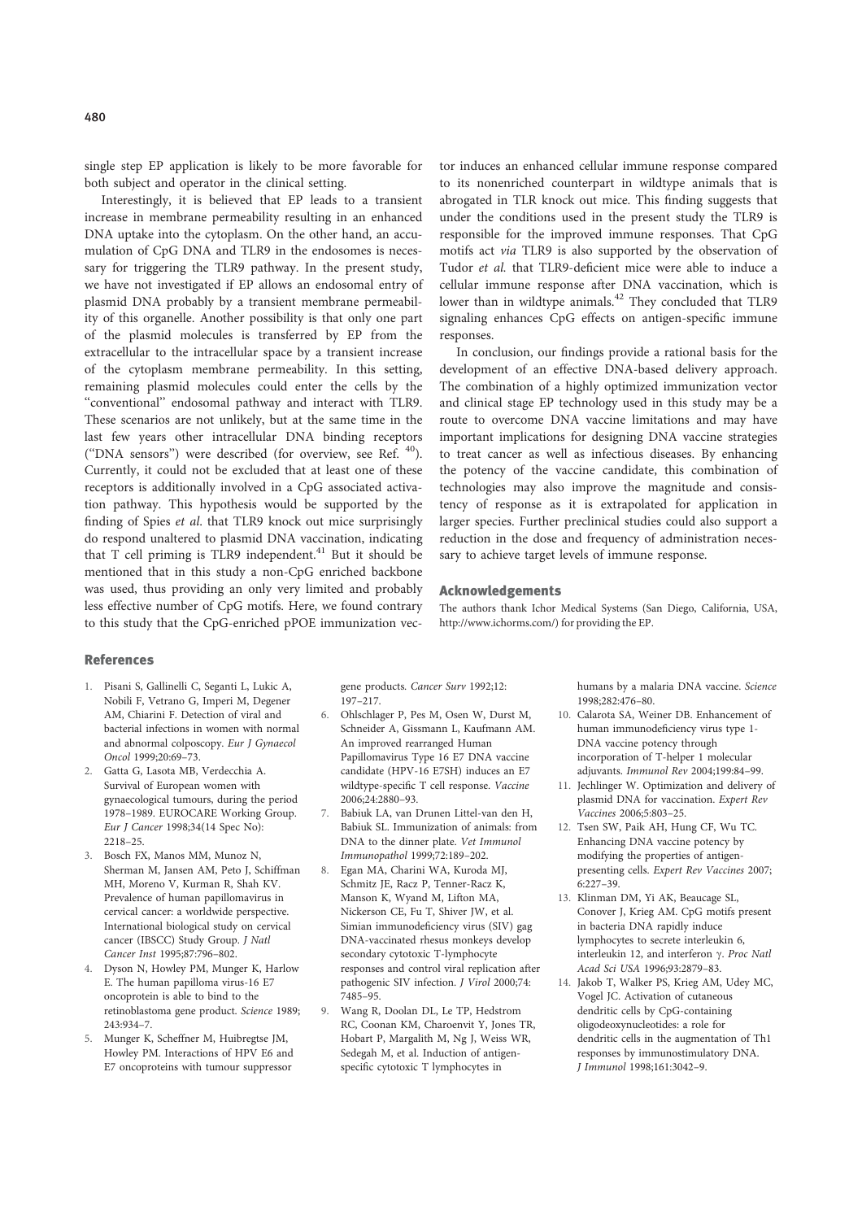single step EP application is likely to be more favorable for both subject and operator in the clinical setting.

Interestingly, it is believed that EP leads to a transient increase in membrane permeability resulting in an enhanced DNA uptake into the cytoplasm. On the other hand, an accumulation of CpG DNA and TLR9 in the endosomes is necessary for triggering the TLR9 pathway. In the present study, we have not investigated if EP allows an endosomal entry of plasmid DNA probably by a transient membrane permeability of this organelle. Another possibility is that only one part of the plasmid molecules is transferred by EP from the extracellular to the intracellular space by a transient increase of the cytoplasm membrane permeability. In this setting, remaining plasmid molecules could enter the cells by the "conventional" endosomal pathway and interact with TLR9. These scenarios are not unlikely, but at the same time in the last few years other intracellular DNA binding receptors ("DNA sensors") were described (for overview, see Ref. [40]). Currently, it could not be excluded that at least one of these receptors is additionally involved in a CpG associated activation pathway. This hypothesis would be supported by the finding of Spies *et al.* that TLR9 knock out mice surprisingly do respond unaltered to plasmid DNA vaccination, indicating that T cell priming is TLR9 independent.[41] But it should be mentioned that in this study a non-CpG enriched backbone was used, thus providing an only very limited and probably less effective number of CpG motifs. Here, we found contrary to this study that the CpG-enriched pPOE immunization vector induces an enhanced cellular immune response compared to its nonenriched counterpart in wildtype animals that is abrogated in TLR knock out mice. This finding suggests that under the conditions used in the present study the TLR9 is responsible for the improved immune responses. That CpG motifs act *via* TLR9 is also supported by the observation of Tudor *et al.* that TLR9-deficient mice were able to induce a cellular immune response after DNA vaccination, which is lower than in wildtype animals.[42] They concluded that TLR9 signaling enhances CpG effects on antigen-specific immune responses.

In conclusion, our findings provide a rational basis for the development of an effective DNA-based delivery approach. The combination of a highly optimized immunization vector and clinical stage EP technology used in this study may be a route to overcome DNA vaccine limitations and may have important implications for designing DNA vaccine strategies to treat cancer as well as infectious diseases. By enhancing the potency of the vaccine candidate, this combination of technologies may also improve the magnitude and consistency of response as it is extrapolated for application in larger species. Further preclinical studies could also support a reduction in the dose and frequency of administration necessary to achieve target levels of immune response.

## Acknowledgements

The authors thank Ichor Medical Systems (San Diego, California, USA, http://www.ichorms.com/) for providing the EP.

## References

1. Pisani S, Gallinelli C, Seganti L, Lukic A, Nobili F, Vetrano G, Imperi M, Degener AM, Chiarini F. Detection of viral and bacterial infections in women with normal and abnormal colposcopy. *Eur J Gynaecol Oncol* 1999;20:69–73.
2. Gatta G, Lasota MB, Verdecchia A. Survival of European women with gynaecological tumours, during the period 1978–1989. EUROCARE Working Group. *Eur J Cancer* 1998;34(14 Spec No): 2218–25.
3. Bosch FX, Manos MM, Munoz N, Sherman M, Jansen AM, Peto J, Schiffman MH, Moreno V, Kurman R, Shah KV. Prevalence of human papillomavirus in cervical cancer: a worldwide perspective. International biological study on cervical cancer (IBSCC) Study Group. *J Natl Cancer Inst* 1995;87:796–802.
4. Dyson N, Howley PM, Munger K, Harlow E. The human papilloma virus-16 E7 oncoprotein is able to bind to the retinoblastoma gene product. *Science* 1989; 243:934–7.
5. Munger K, Scheffner M, Huibregtse JM, Howley PM. Interactions of HPV E6 and E7 oncoproteins with tumour suppressor gene products. *Cancer Surv* 1992;12: 197–217.
6. Ohlschlager P, Pes M, Osen W, Durst M, Schneider A, Gissmann L, Kaufmann AM. An improved rearranged Human Papillomavirus Type 16 E7 DNA vaccine candidate (HPV-16 E7SH) induces an E7 wildtype-specific T cell response. *Vaccine* 2006;24:2880–93.
7. Babiuk LA, van Drunen Littel-van den H, Babiuk SL. Immunization of animals: from DNA to the dinner plate. *Vet Immunol Immunopathol* 1999;72:189–202.
8. Egan MA, Charini WA, Kuroda MJ, Schmitz JE, Racz P, Tenner-Racz K, Manson K, Wyand M, Lifton MA, Nickerson CE, Fu T, Shiver JW, et al. Simian immunodeficiency virus (SIV) gag DNA-vaccinated rhesus monkeys develop secondary cytotoxic T-lymphocyte responses and control viral replication after pathogenic SIV infection. *J Virol* 2000;74: 7485–95.
9. Wang R, Doolan DL, Le TP, Hedstrom RC, Coonan KM, Charoenvit Y, Jones TR, Hobart P, Margalith M, Ng J, Weiss WR, Sedegah M, et al. Induction of antigen-specific cytotoxic T lymphocytes in humans by a malaria DNA vaccine. *Science* 1998;282:476–80.
10. Calarota SA, Weiner DB. Enhancement of human immunodeficiency virus type 1-DNA vaccine potency through incorporation of T-helper 1 molecular adjuvants. *Immunol Rev* 2004;199:84–99.
11. Jechlinger W. Optimization and delivery of plasmid DNA for vaccination. *Expert Rev Vaccines* 2006;5:803–25.
12. Tsen SW, Paik AH, Hung CF, Wu TC. Enhancing DNA vaccine potency by modifying the properties of antigen-presenting cells. *Expert Rev Vaccines* 2007; 6:227–39.
13. Klinman DM, Yi AK, Beaucage SL, Conover J, Krieg AM. CpG motifs present in bacteria DNA rapidly induce lymphocytes to secrete interleukin 6, interleukin 12, and interferon γ. *Proc Natl Acad Sci USA* 1996;93:2879–83.
14. Jakob T, Walker PS, Krieg AM, Udey MC, Vogel JC. Activation of cutaneous dendritic cells by CpG-containing oligodeoxynucleotides: a role for dendritic cells in the augmentation of Th1 responses by immunostimulatory DNA. *J Immunol* 1998;161:3042–9.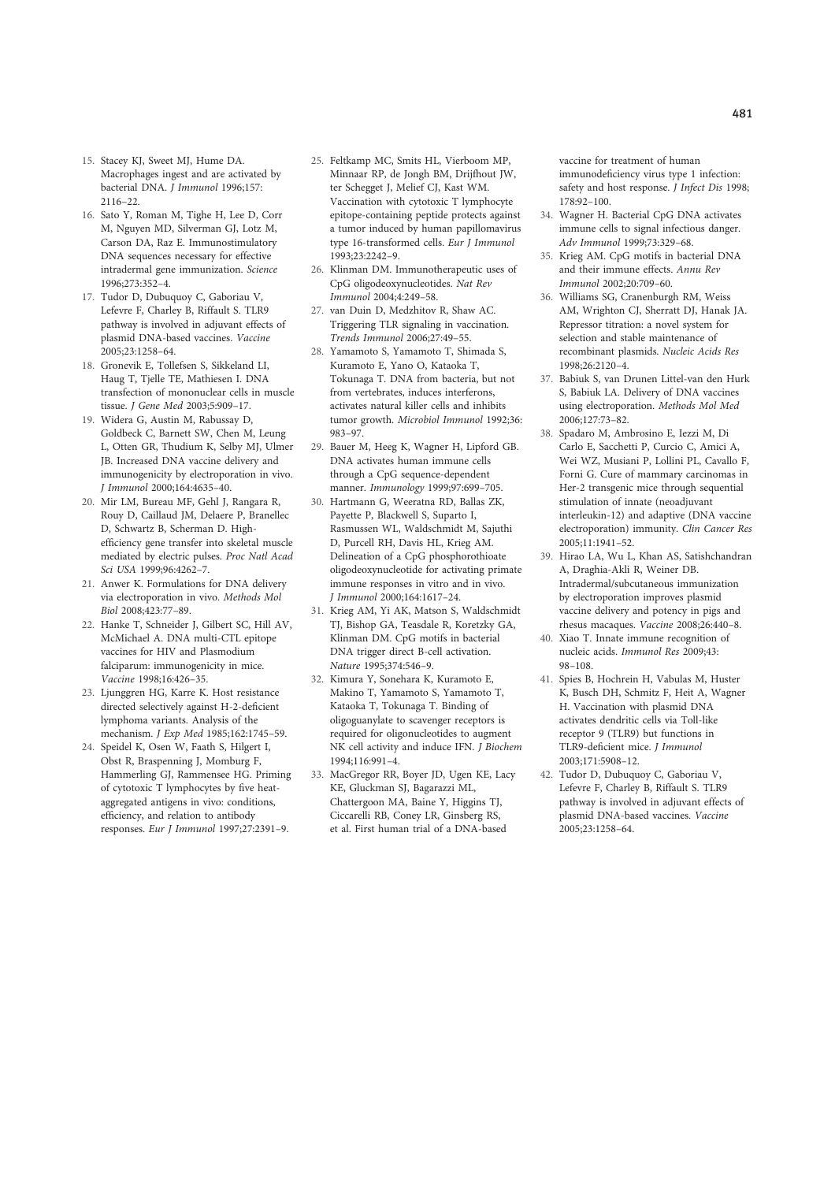15. Stacey KJ, Sweet MJ, Hume DA. Macrophages ingest and are activated by bacterial DNA. *J Immunol* 1996;157: 2116–22.
16. Sato Y, Roman M, Tighe H, Lee D, Corr M, Nguyen MD, Silverman GJ, Lotz M, Carson DA, Raz E. Immunostimulatory DNA sequences necessary for effective intradermal gene immunization. *Science* 1996;273:352–4.
17. Tudor D, Dubuquoy C, Gaboriau V, Lefevre F, Charley B, Riffault S. TLR9 pathway is involved in adjuvant effects of plasmid DNA-based vaccines. *Vaccine* 2005;23:1258–64.
18. Gronevik E, Tollefsen S, Sikkeland LI, Haug T, Tjelle TE, Mathiesen I. DNA transfection of mononuclear cells in muscle tissue. *J Gene Med* 2003;5:909–17.
19. Widera G, Austin M, Rabussay D, Goldbeck C, Barnett SW, Chen M, Leung L, Otten GR, Thudium K, Selby MJ, Ulmer JB. Increased DNA vaccine delivery and immunogenicity by electroporation in vivo. *J Immunol* 2000;164:4635–40.
20. Mir LM, Bureau MF, Gehl J, Rangara R, Rouy D, Caillaud JM, Delaere P, Branellec D, Schwartz B, Scherman D. High-efficiency gene transfer into skeletal muscle mediated by electric pulses. *Proc Natl Acad Sci USA* 1999;96:4262–7.
21. Anwer K. Formulations for DNA delivery via electroporation in vivo. *Methods Mol Biol* 2008;423:77–89.
22. Hanke T, Schneider J, Gilbert SC, Hill AV, McMichael A. DNA multi-CTL epitope vaccines for HIV and Plasmodium falciparum: immunogenicity in mice. *Vaccine* 1998;16:426–35.
23. Ljunggren HG, Karre K. Host resistance directed selectively against H-2-deficient lymphoma variants. Analysis of the mechanism. *J Exp Med* 1985;162:1745–59.
24. Speidel K, Osen W, Faath S, Hilgert I, Obst R, Braspenning J, Momburg F, Hammerling GJ, Rammensee HG. Priming of cytotoxic T lymphocytes by five heat-aggregated antigens in vivo: conditions, efficiency, and relation to antibody responses. *Eur J Immunol* 1997;27:2391–9.
25. Feltkamp MC, Smits HL, Vierboom MP, Minnaar RP, de Jongh BM, Drijfhout JW, ter Schegget J, Melief CJ, Kast WM. Vaccination with cytotoxic T lymphocyte epitope-containing peptide protects against a tumor induced by human papillomavirus type 16-transformed cells. *Eur J Immunol* 1993;23:2242–9.
26. Klinman DM. Immunotherapeutic uses of CpG oligodeoxynucleotides. *Nat Rev Immunol* 2004;4:249–58.
27. van Duin D, Medzhitov R, Shaw AC. Triggering TLR signaling in vaccination. *Trends Immunol* 2006;27:49–55.
28. Yamamoto S, Yamamoto T, Shimada S, Kuramoto E, Yano O, Kataoka T, Tokunaga T. DNA from bacteria, but not from vertebrates, induces interferons, activates natural killer cells and inhibits tumor growth. *Microbiol Immunol* 1992;36: 983–97.
29. Bauer M, Heeg K, Wagner H, Lipford GB. DNA activates human immune cells through a CpG sequence-dependent manner. *Immunology* 1999;97:699–705.
30. Hartmann G, Weeratna RD, Ballas ZK, Payette P, Blackwell S, Suparto I, Rasmussen WL, Waldschmidt M, Sajuthi D, Purcell RH, Davis HL, Krieg AM. Delineation of a CpG phosphorothioate oligodeoxynucleotide for activating primate immune responses in vitro and in vivo. *J Immunol* 2000;164:1617–24.
31. Krieg AM, Yi AK, Matson S, Waldschmidt TJ, Bishop GA, Teasdale R, Koretzky GA, Klinman DM. CpG motifs in bacterial DNA trigger direct B-cell activation. *Nature* 1995;374:546–9.
32. Kimura Y, Sonehara K, Kuramoto E, Makino T, Yamamoto S, Yamamoto T, Kataoka T, Tokunaga T. Binding of oligoguanylate to scavenger receptors is required for oligonucleotides to augment NK cell activity and induce IFN. *J Biochem* 1994;116:991–4.
33. MacGregor RR, Boyer JD, Ugen KE, Lacy KE, Gluckman SJ, Bagarazzi ML, Chattergoon MA, Baine Y, Higgins TJ, Ciccarelli RB, Coney LR, Ginsberg RS, et al. First human trial of a DNA-based vaccine for treatment of human immunodeficiency virus type 1 infection: safety and host response. *J Infect Dis* 1998; 178:92–100.
34. Wagner H. Bacterial CpG DNA activates immune cells to signal infectious danger. *Adv Immunol* 1999;73:329–68.
35. Krieg AM. CpG motifs in bacterial DNA and their immune effects. *Annu Rev Immunol* 2002;20:709–60.
36. Williams SG, Cranenburgh RM, Weiss AM, Wrighton CJ, Sherratt DJ, Hanak JA. Repressor titration: a novel system for selection and stable maintenance of recombinant plasmids. *Nucleic Acids Res* 1998;26:2120–4.
37. Babiuk S, van Drunen Littel-van den Hurk S, Babiuk LA. Delivery of DNA vaccines using electroporation. *Methods Mol Med* 2006;127:73–82.
38. Spadaro M, Ambrosino E, Iezzi M, Di Carlo E, Sacchetti P, Curcio C, Amici A, Wei WZ, Musiani P, Lollini PL, Cavallo F, Forni G. Cure of mammary carcinomas in Her-2 transgenic mice through sequential stimulation of innate (neoadjuvant interleukin-12) and adaptive (DNA vaccine electroporation) immunity. *Clin Cancer Res* 2005;11:1941–52.
39. Hirao LA, Wu L, Khan AS, Satishchandran A, Draghia-Akli R, Weiner DB. Intradermal/subcutaneous immunization by electroporation improves plasmid vaccine delivery and potency in pigs and rhesus macaques. *Vaccine* 2008;26:440–8.
40. Xiao T. Innate immune recognition of nucleic acids. *Immunol Res* 2009;43: 98–108.
41. Spies B, Hochrein H, Vabulas M, Huster K, Busch DH, Schmitz F, Heit A, Wagner H. Vaccination with plasmid DNA activates dendritic cells via Toll-like receptor 9 (TLR9) but functions in TLR9-deficient mice. *J Immunol* 2003;171:5908–12.
42. Tudor D, Dubuquoy C, Gaboriau V, Lefevre F, Charley B, Riffault S. TLR9 pathway is involved in adjuvant effects of plasmid DNA-based vaccines. *Vaccine* 2005;23:1258–64.